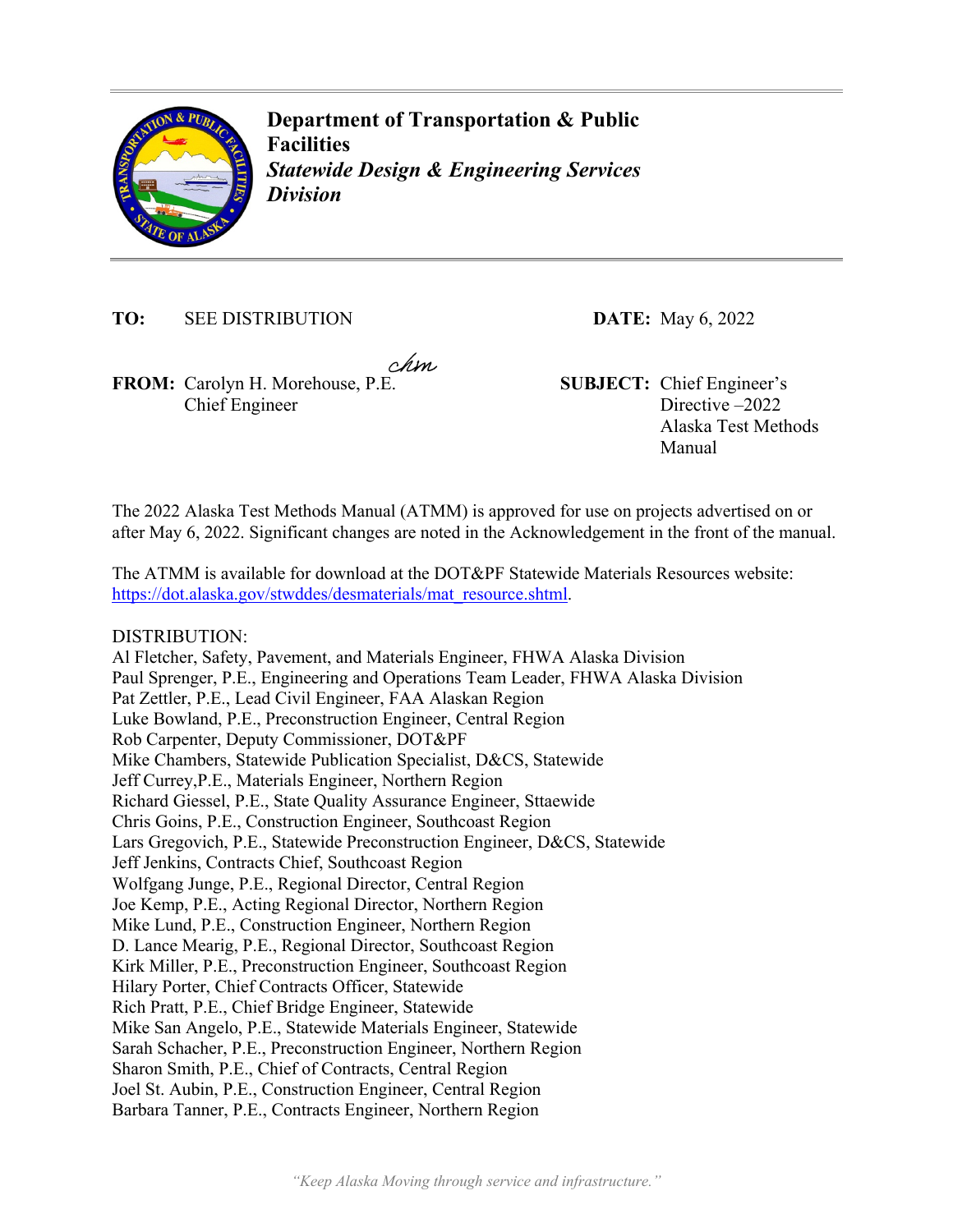**Department of Transportation & Public Facilities**
***Statewide Design & Engineering Services Division***

**TO:** SEE DISTRIBUTION

**DATE:** May 6, 2022

**FROM:** Carolyn H. Morehouse, P.E.
Chief Engineer

**SUBJECT:** Chief Engineer's Directive –2022 Alaska Test Methods Manual

The 2022 Alaska Test Methods Manual (ATMM) is approved for use on projects advertised on or after May 6, 2022. Significant changes are noted in the Acknowledgement in the front of the manual.

The ATMM is available for download at the DOT&PF Statewide Materials Resources website: https://dot.alaska.gov/stwddes/desmaterials/mat_resource.shtml.

DISTRIBUTION:
Al Fletcher, Safety, Pavement, and Materials Engineer, FHWA Alaska Division
Paul Sprenger, P.E., Engineering and Operations Team Leader, FHWA Alaska Division
Pat Zettler, P.E., Lead Civil Engineer, FAA Alaskan Region
Luke Bowland, P.E., Preconstruction Engineer, Central Region
Rob Carpenter, Deputy Commissioner, DOT&PF
Mike Chambers, Statewide Publication Specialist, D&CS, Statewide
Jeff Currey,P.E., Materials Engineer, Northern Region
Richard Giessel, P.E., State Quality Assurance Engineer, Sttaewide
Chris Goins, P.E., Construction Engineer, Southcoast Region
Lars Gregovich, P.E., Statewide Preconstruction Engineer, D&CS, Statewide
Jeff Jenkins, Contracts Chief, Southcoast Region
Wolfgang Junge, P.E., Regional Director, Central Region
Joe Kemp, P.E., Acting Regional Director, Northern Region
Mike Lund, P.E., Construction Engineer, Northern Region
D. Lance Mearig, P.E., Regional Director, Southcoast Region
Kirk Miller, P.E., Preconstruction Engineer, Southcoast Region
Hilary Porter, Chief Contracts Officer, Statewide
Rich Pratt, P.E., Chief Bridge Engineer, Statewide
Mike San Angelo, P.E., Statewide Materials Engineer, Statewide
Sarah Schacher, P.E., Preconstruction Engineer, Northern Region
Sharon Smith, P.E., Chief of Contracts, Central Region
Joel St. Aubin, P.E., Construction Engineer, Central Region
Barbara Tanner, P.E., Contracts Engineer, Northern Region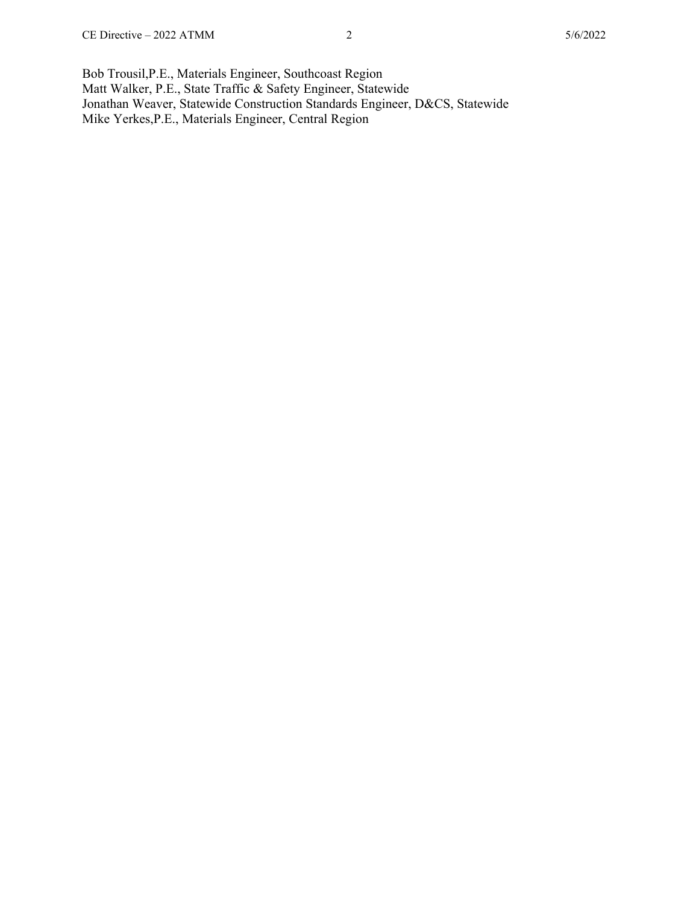Bob Trousil,P.E., Materials Engineer, Southcoast Region
Matt Walker, P.E., State Traffic & Safety Engineer, Statewide
Jonathan Weaver, Statewide Construction Standards Engineer, D&CS, Statewide
Mike Yerkes,P.E., Materials Engineer, Central Region